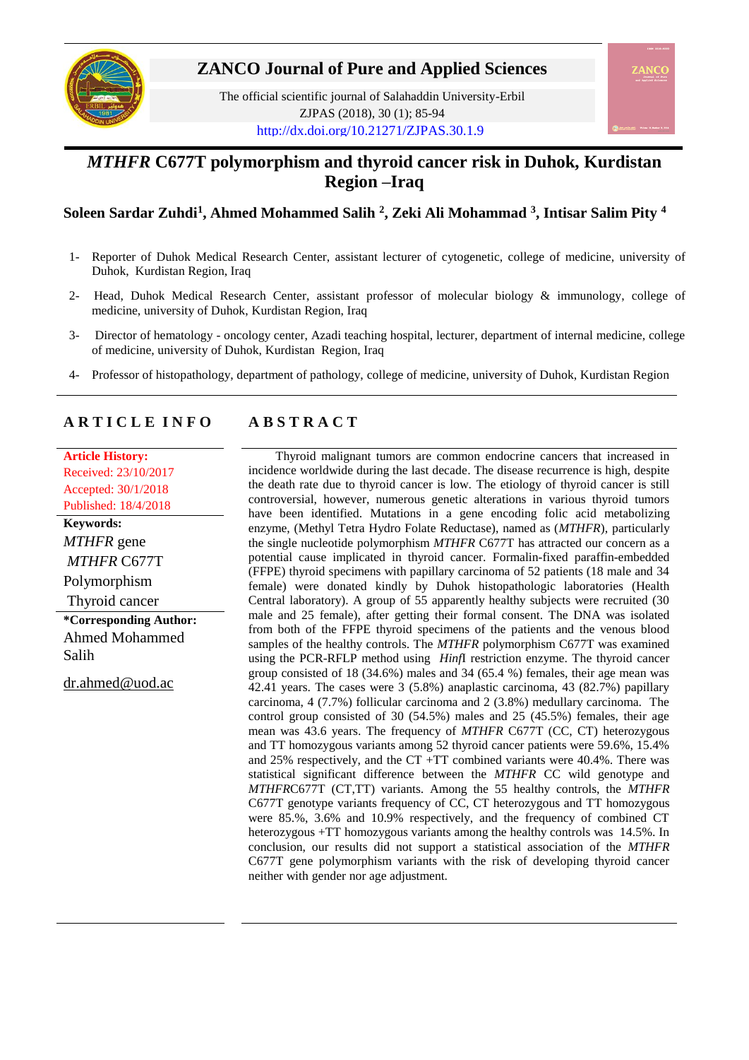# *MTHFR* C677T polymorphism and thyroid cancer risk in Duhok, Kurdistan Region –Iraq

**Soleen Sardar Zuhdi[1], Ahmed Mohammed Salih [2], Zeki Ali Mohammad [3], Intisar Salim Pity [4]**

1- Reporter of Duhok Medical Research Center, assistant lecturer of cytogenetic, college of medicine, university of Duhok, Kurdistan Region, Iraq

2- Head, Duhok Medical Research Center, assistant professor of molecular biology & immunology, college of medicine, university of Duhok, Kurdistan Region, Iraq

3- Director of hematology - oncology center, Azadi teaching hospital, lecturer, department of internal medicine, college of medicine, university of Duhok, Kurdistan Region, Iraq

4- Professor of histopathology, department of pathology, college of medicine, university of Duhok, Kurdistan Region

## ARTICLE INFO

**Article History:**
Received: 23/10/2017
Accepted: 30/1/2018
Published: 18/4/2018

**Keywords:**
*MTHFR* gene
*MTHFR* C677T
Polymorphism
Thyroid cancer

**\*Corresponding Author:**
Ahmed Mohammed Salih

dr.ahmed@uod.ac

## ABSTRACT

Thyroid malignant tumors are common endocrine cancers that increased in incidence worldwide during the last decade. The disease recurrence is high, despite the death rate due to thyroid cancer is low. The etiology of thyroid cancer is still controversial, however, numerous genetic alterations in various thyroid tumors have been identified. Mutations in a gene encoding folic acid metabolizing enzyme, (Methyl Tetra Hydro Folate Reductase), named as (*MTHFR*), particularly the single nucleotide polymorphism *MTHFR* C677T has attracted our concern as a potential cause implicated in thyroid cancer. Formalin-fixed paraffin-embedded (FFPE) thyroid specimens with papillary carcinoma of 52 patients (18 male and 34 female) were donated kindly by Duhok histopathologic laboratories (Health Central laboratory). A group of 55 apparently healthy subjects were recruited (30 male and 25 female), after getting their formal consent. The DNA was isolated from both of the FFPE thyroid specimens of the patients and the venous blood samples of the healthy controls. The *MTHFR* polymorphism C677T was examined using the PCR-RFLP method using *Hinf*I restriction enzyme. The thyroid cancer group consisted of 18 (34.6%) males and 34 (65.4 %) females, their age mean was 42.41 years. The cases were 3 (5.8%) anaplastic carcinoma, 43 (82.7%) papillary carcinoma, 4 (7.7%) follicular carcinoma and 2 (3.8%) medullary carcinoma. The control group consisted of 30 (54.5%) males and 25 (45.5%) females, their age mean was 43.6 years. The frequency of *MTHFR* C677T (CC, CT) heterozygous and TT homozygous variants among 52 thyroid cancer patients were 59.6%, 15.4% and 25% respectively, and the CT +TT combined variants were 40.4%. There was statistical significant difference between the *MTHFR* CC wild genotype and *MTHFR*C677T (CT,TT) variants. Among the 55 healthy controls, the *MTHFR* C677T genotype variants frequency of CC, CT heterozygous and TT homozygous were 85.%, 3.6% and 10.9% respectively, and the frequency of combined CT heterozygous +TT homozygous variants among the healthy controls was 14.5%. In conclusion, our results did not support a statistical association of the *MTHFR* C677T gene polymorphism variants with the risk of developing thyroid cancer neither with gender nor age adjustment.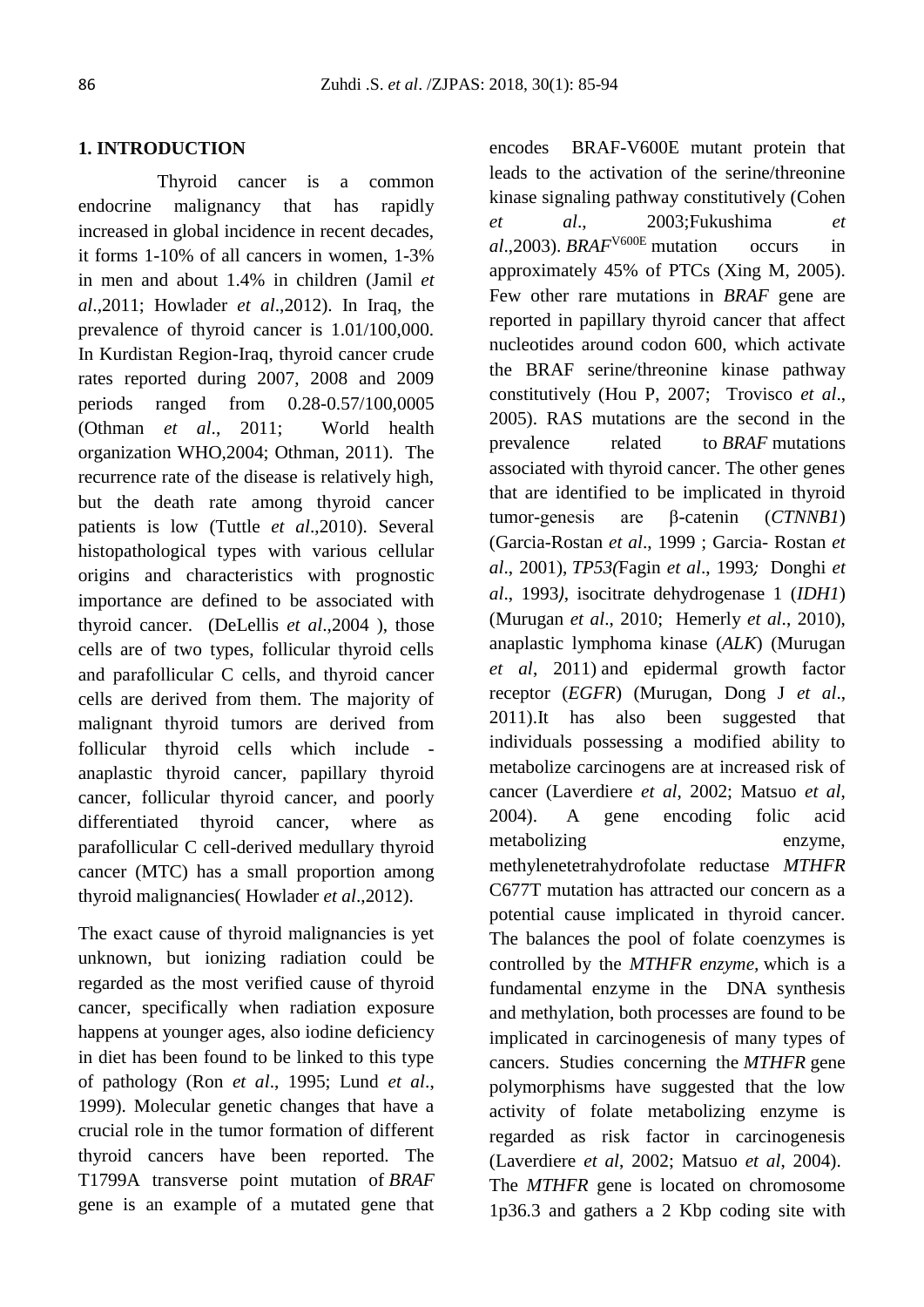## 1. INTRODUCTION

Thyroid cancer is a common endocrine malignancy that has rapidly increased in global incidence in recent decades, it forms 1-10% of all cancers in women, 1-3% in men and about 1.4% in children (Jamil *et al*.,2011; Howlader *et al*.,2012). In Iraq, the prevalence of thyroid cancer is 1.01/100,000. In Kurdistan Region-Iraq, thyroid cancer crude rates reported during 2007, 2008 and 2009 periods ranged from 0.28-0.57/100,0005 (Othman *et al*., 2011; World health organization WHO,2004; Othman, 2011). The recurrence rate of the disease is relatively high, but the death rate among thyroid cancer patients is low (Tuttle *et al*.,2010). Several histopathological types with various cellular origins and characteristics with prognostic importance are defined to be associated with thyroid cancer. (DeLellis *et al*.,2004 ), those cells are of two types, follicular thyroid cells and parafollicular C cells, and thyroid cancer cells are derived from them. The majority of malignant thyroid tumors are derived from follicular thyroid cells which include - anaplastic thyroid cancer, papillary thyroid cancer, follicular thyroid cancer, and poorly differentiated thyroid cancer, where as parafollicular C cell-derived medullary thyroid cancer (MTC) has a small proportion among thyroid malignancies( Howlader *et al*.,2012).

The exact cause of thyroid malignancies is yet unknown, but ionizing radiation could be regarded as the most verified cause of thyroid cancer, specifically when radiation exposure happens at younger ages, also iodine deficiency in diet has been found to be linked to this type of pathology (Ron *et al*., 1995; Lund *et al*., 1999). Molecular genetic changes that have a crucial role in the tumor formation of different thyroid cancers have been reported. The T1799A transverse point mutation of *BRAF* gene is an example of a mutated gene that encodes BRAF-V600E mutant protein that leads to the activation of the serine/threonine kinase signaling pathway constitutively (Cohen *et al*., 2003;Fukushima *et al*.,2003). *BRAF*$^{V600E}$ mutation occurs in approximately 45% of PTCs (Xing M, 2005). Few other rare mutations in *BRAF* gene are reported in papillary thyroid cancer that affect nucleotides around codon 600, which activate the BRAF serine/threonine kinase pathway constitutively (Hou P, 2007; Trovisco *et al*., 2005). RAS mutations are the second in the prevalence related to *BRAF* mutations associated with thyroid cancer. The other genes that are identified to be implicated in thyroid tumor-genesis are β-catenin (*CTNNB1*) (Garcia-Rostan *et al*., 1999 ; Garcia- Rostan *et al*., 2001), *TP53(*Fagin *et al*., 1993*;* Donghi *et al*., 1993*)*, isocitrate dehydrogenase 1 (*IDH1*) (Murugan *et al*., 2010; Hemerly *et al*., 2010), anaplastic lymphoma kinase (*ALK*) (Murugan *et al*, 2011) and epidermal growth factor receptor (*EGFR*) (Murugan, Dong J *et al*., 2011).It has also been suggested that individuals possessing a modified ability to metabolize carcinogens are at increased risk of cancer (Laverdiere *et al*, 2002; Matsuo *et al*, 2004). A gene encoding folic acid metabolizing enzyme, methylenetetrahydrofolate reductase *MTHFR* C677T mutation has attracted our concern as a potential cause implicated in thyroid cancer. The balances the pool of folate coenzymes is controlled by the *MTHFR enzyme*, which is a fundamental enzyme in the DNA synthesis and methylation, both processes are found to be implicated in carcinogenesis of many types of cancers. Studies concerning the *MTHFR* gene polymorphisms have suggested that the low activity of folate metabolizing enzyme is regarded as risk factor in carcinogenesis (Laverdiere *et al*, 2002; Matsuo *et al*, 2004). The *MTHFR* gene is located on chromosome 1p36.3 and gathers a 2 Kbp coding site with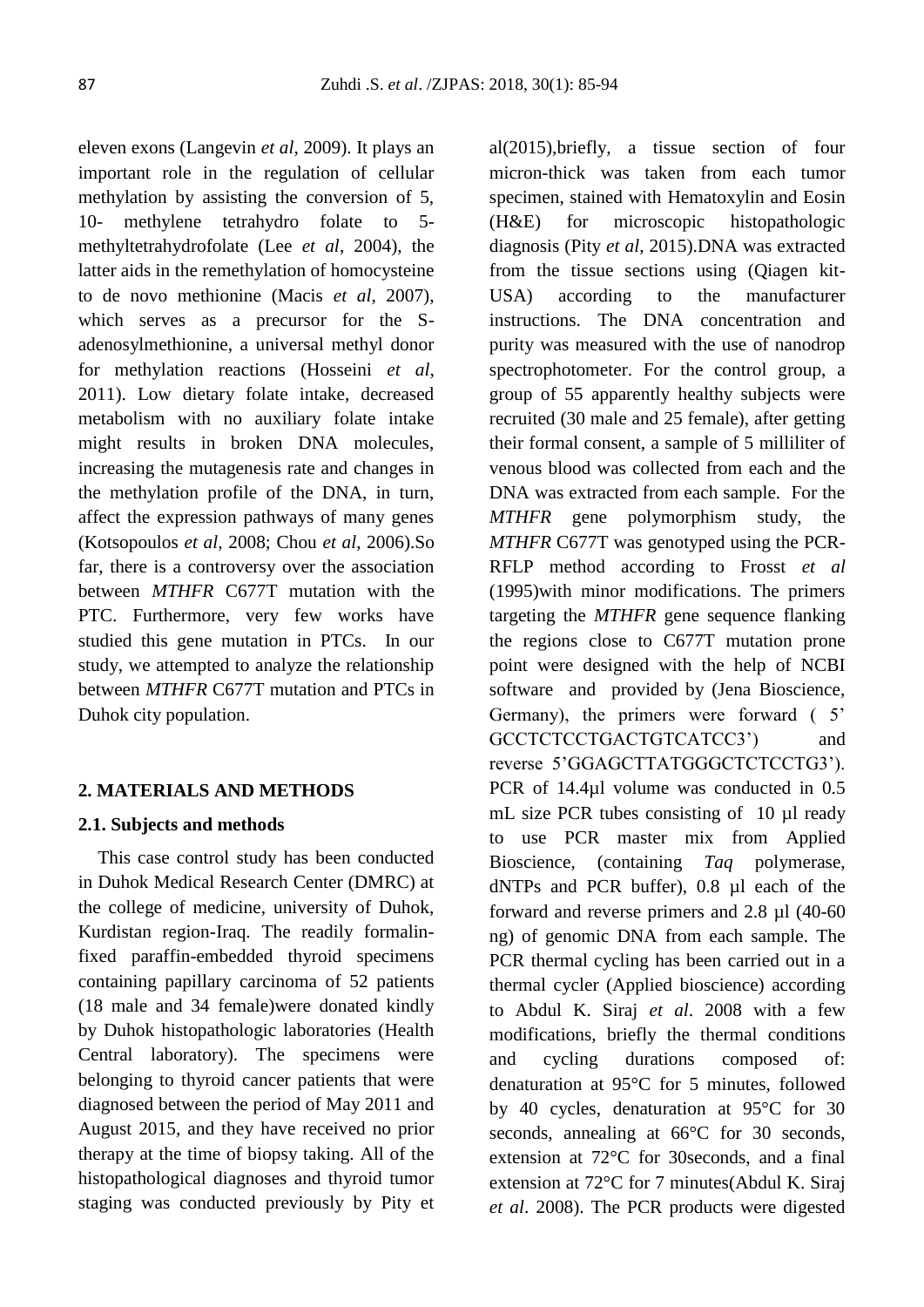eleven exons (Langevin *et al*, 2009). It plays an important role in the regulation of cellular methylation by assisting the conversion of 5, 10- methylene tetrahydro folate to 5-methyltetrahydrofolate (Lee *et al*, 2004), the latter aids in the remethylation of homocysteine to de novo methionine (Macis *et al*, 2007), which serves as a precursor for the S-adenosylmethionine, a universal methyl donor for methylation reactions (Hosseini *et al*, 2011). Low dietary folate intake, decreased metabolism with no auxiliary folate intake might results in broken DNA molecules, increasing the mutagenesis rate and changes in the methylation profile of the DNA, in turn, affect the expression pathways of many genes (Kotsopoulos *et al*, 2008; Chou *et al*, 2006).So far, there is a controversy over the association between *MTHFR* C677T mutation with the PTC. Furthermore, very few works have studied this gene mutation in PTCs. In our study, we attempted to analyze the relationship between *MTHFR* C677T mutation and PTCs in Duhok city population.

## 2. MATERIALS AND METHODS

### 2.1. Subjects and methods

This case control study has been conducted in Duhok Medical Research Center (DMRC) at the college of medicine, university of Duhok, Kurdistan region-Iraq. The readily formalin-fixed paraffin-embedded thyroid specimens containing papillary carcinoma of 52 patients (18 male and 34 female)were donated kindly by Duhok histopathologic laboratories (Health Central laboratory). The specimens were belonging to thyroid cancer patients that were diagnosed between the period of May 2011 and August 2015, and they have received no prior therapy at the time of biopsy taking. All of the histopathological diagnoses and thyroid tumor staging was conducted previously by Pity et al(2015),briefly, a tissue section of four micron-thick was taken from each tumor specimen, stained with Hematoxylin and Eosin (H&E) for microscopic histopathologic diagnosis (Pity *et al*, 2015).DNA was extracted from the tissue sections using (Qiagen kit-USA) according to the manufacturer instructions. The DNA concentration and purity was measured with the use of nanodrop spectrophotometer. For the control group, a group of 55 apparently healthy subjects were recruited (30 male and 25 female), after getting their formal consent, a sample of 5 milliliter of venous blood was collected from each and the DNA was extracted from each sample. For the *MTHFR* gene polymorphism study, the *MTHFR* C677T was genotyped using the PCR-RFLP method according to Frosst *et al* (1995)with minor modifications. The primers targeting the *MTHFR* gene sequence flanking the regions close to C677T mutation prone point were designed with the help of NCBI software and provided by (Jena Bioscience, Germany), the primers were forward ( 5' GCCTCTCCTGACTGTCATCC3') and reverse 5'GGAGCTTATGGGCTCTCCTG3'). PCR of 14.4µl volume was conducted in 0.5 mL size PCR tubes consisting of 10 µl ready to use PCR master mix from Applied Bioscience, (containing *Taq* polymerase, dNTPs and PCR buffer), 0.8 µl each of the forward and reverse primers and 2.8 µl (40-60 ng) of genomic DNA from each sample. The PCR thermal cycling has been carried out in a thermal cycler (Applied bioscience) according to Abdul K. Siraj *et al*. 2008 with a few modifications, briefly the thermal conditions and cycling durations composed of: denaturation at 95°C for 5 minutes, followed by 40 cycles, denaturation at 95°C for 30 seconds, annealing at 66°C for 30 seconds, extension at 72°C for 30seconds, and a final extension at 72°C for 7 minutes(Abdul K. Siraj *et al*. 2008). The PCR products were digested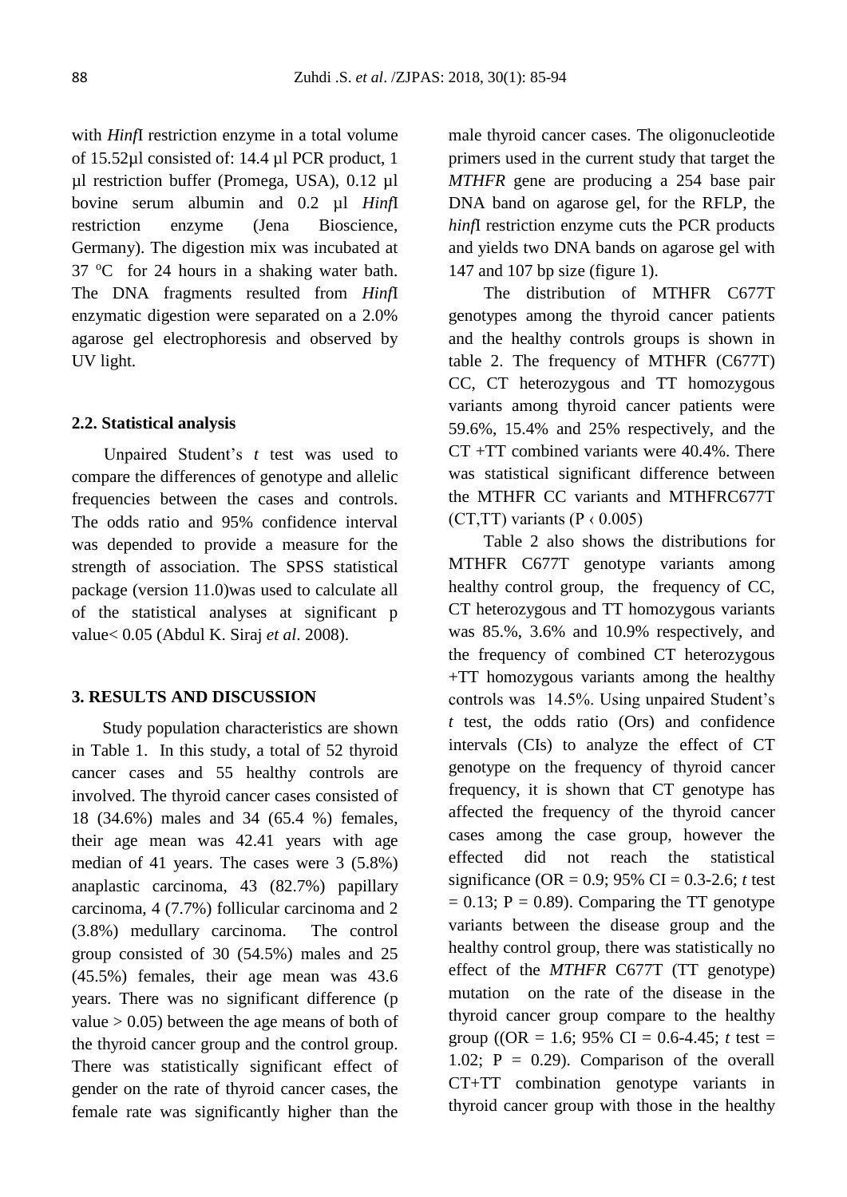with *Hinf*I restriction enzyme in a total volume of 15.52µl consisted of: 14.4 µl PCR product, 1 µl restriction buffer (Promega, USA), 0.12 µl bovine serum albumin and 0.2 µl *Hinf*I restriction enzyme (Jena Bioscience, Germany). The digestion mix was incubated at 37 ºC for 24 hours in a shaking water bath. The DNA fragments resulted from *Hinf*I enzymatic digestion were separated on a 2.0% agarose gel electrophoresis and observed by UV light.

### 2.2. Statistical analysis

Unpaired Student's *t* test was used to compare the differences of genotype and allelic frequencies between the cases and controls. The odds ratio and 95% confidence interval was depended to provide a measure for the strength of association. The SPSS statistical package (version 11.0)was used to calculate all of the statistical analyses at significant p value< 0.05 (Abdul K. Siraj *et al*. 2008).

## 3. RESULTS AND DISCUSSION

Study population characteristics are shown in Table 1. In this study, a total of 52 thyroid cancer cases and 55 healthy controls are involved. The thyroid cancer cases consisted of 18 (34.6%) males and 34 (65.4 %) females, their age mean was 42.41 years with age median of 41 years. The cases were 3 (5.8%) anaplastic carcinoma, 43 (82.7%) papillary carcinoma, 4 (7.7%) follicular carcinoma and 2 (3.8%) medullary carcinoma. The control group consisted of 30 (54.5%) males and 25 (45.5%) females, their age mean was 43.6 years. There was no significant difference (p value > 0.05) between the age means of both of the thyroid cancer group and the control group. There was statistically significant effect of gender on the rate of thyroid cancer cases, the female rate was significantly higher than the male thyroid cancer cases. The oligonucleotide primers used in the current study that target the *MTHFR* gene are producing a 254 base pair DNA band on agarose gel, for the RFLP, the *hinf*I restriction enzyme cuts the PCR products and yields two DNA bands on agarose gel with 147 and 107 bp size (figure 1).

The distribution of MTHFR C677T genotypes among the thyroid cancer patients and the healthy controls groups is shown in table 2. The frequency of MTHFR (C677T) CC, CT heterozygous and TT homozygous variants among thyroid cancer patients were 59.6%, 15.4% and 25% respectively, and the CT +TT combined variants were 40.4%. There was statistical significant difference between the MTHFR CC variants and MTHFRC677T (CT,TT) variants (P ‹ 0.005)

Table 2 also shows the distributions for MTHFR C677T genotype variants among healthy control group, the frequency of CC, CT heterozygous and TT homozygous variants was 85.%, 3.6% and 10.9% respectively, and the frequency of combined CT heterozygous +TT homozygous variants among the healthy controls was 14.5%. Using unpaired Student's *t* test, the odds ratio (Ors) and confidence intervals (CIs) to analyze the effect of CT genotype on the frequency of thyroid cancer frequency, it is shown that CT genotype has affected the frequency of the thyroid cancer cases among the case group, however the effected did not reach the statistical significance (OR = 0.9; 95% CI = 0.3-2.6; *t* test = 0.13; P = 0.89). Comparing the TT genotype variants between the disease group and the healthy control group, there was statistically no effect of the *MTHFR* C677T (TT genotype) mutation on the rate of the disease in the thyroid cancer group compare to the healthy group ((OR = 1.6; 95% CI = 0.6-4.45; *t* test = 1.02; P = 0.29). Comparison of the overall CT+TT combination genotype variants in thyroid cancer group with those in the healthy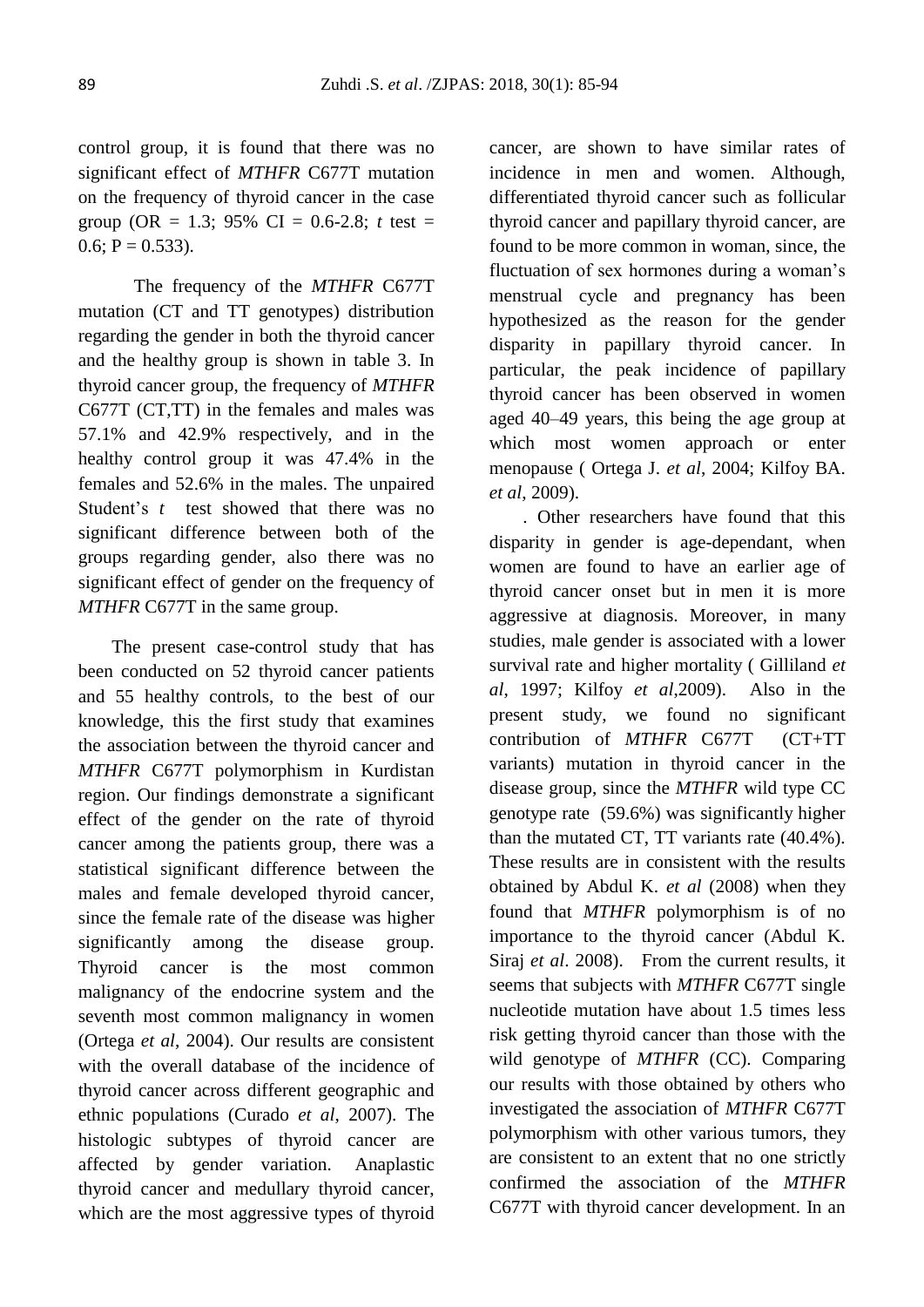control group, it is found that there was no significant effect of *MTHFR* C677T mutation on the frequency of thyroid cancer in the case group (OR = 1.3; 95% CI = 0.6-2.8; *t* test = 0.6; P = 0.533).

The frequency of the *MTHFR* C677T mutation (CT and TT genotypes) distribution regarding the gender in both the thyroid cancer and the healthy group is shown in table 3. In thyroid cancer group, the frequency of *MTHFR* C677T (CT,TT) in the females and males was 57.1% and 42.9% respectively, and in the healthy control group it was 47.4% in the females and 52.6% in the males. The unpaired Student's *t* test showed that there was no significant difference between both of the groups regarding gender, also there was no significant effect of gender on the frequency of *MTHFR* C677T in the same group.

The present case-control study that has been conducted on 52 thyroid cancer patients and 55 healthy controls, to the best of our knowledge, this the first study that examines the association between the thyroid cancer and *MTHFR* C677T polymorphism in Kurdistan region. Our findings demonstrate a significant effect of the gender on the rate of thyroid cancer among the patients group, there was a statistical significant difference between the males and female developed thyroid cancer, since the female rate of the disease was higher significantly among the disease group. Thyroid cancer is the most common malignancy of the endocrine system and the seventh most common malignancy in women (Ortega *et al*, 2004). Our results are consistent with the overall database of the incidence of thyroid cancer across different geographic and ethnic populations (Curado *et al*, 2007). The histologic subtypes of thyroid cancer are affected by gender variation. Anaplastic thyroid cancer and medullary thyroid cancer, which are the most aggressive types of thyroid cancer, are shown to have similar rates of incidence in men and women. Although, differentiated thyroid cancer such as follicular thyroid cancer and papillary thyroid cancer, are found to be more common in woman, since, the fluctuation of sex hormones during a woman's menstrual cycle and pregnancy has been hypothesized as the reason for the gender disparity in papillary thyroid cancer. In particular, the peak incidence of papillary thyroid cancer has been observed in women aged 40–49 years, this being the age group at which most women approach or enter menopause ( Ortega J. *et al*, 2004; Kilfoy BA. *et al*, 2009).

. Other researchers have found that this disparity in gender is age-dependant, when women are found to have an earlier age of thyroid cancer onset but in men it is more aggressive at diagnosis. Moreover, in many studies, male gender is associated with a lower survival rate and higher mortality ( Gilliland *et al*, 1997; Kilfoy *et al*,2009). Also in the present study, we found no significant contribution of *MTHFR* C677T (CT+TT variants) mutation in thyroid cancer in the disease group, since the *MTHFR* wild type CC genotype rate (59.6%) was significantly higher than the mutated CT, TT variants rate (40.4%). These results are in consistent with the results obtained by Abdul K. *et al* (2008) when they found that *MTHFR* polymorphism is of no importance to the thyroid cancer (Abdul K. Siraj *et al*. 2008). From the current results, it seems that subjects with *MTHFR* C677T single nucleotide mutation have about 1.5 times less risk getting thyroid cancer than those with the wild genotype of *MTHFR* (CC). Comparing our results with those obtained by others who investigated the association of *MTHFR* C677T polymorphism with other various tumors, they are consistent to an extent that no one strictly confirmed the association of the *MTHFR* C677T with thyroid cancer development. In an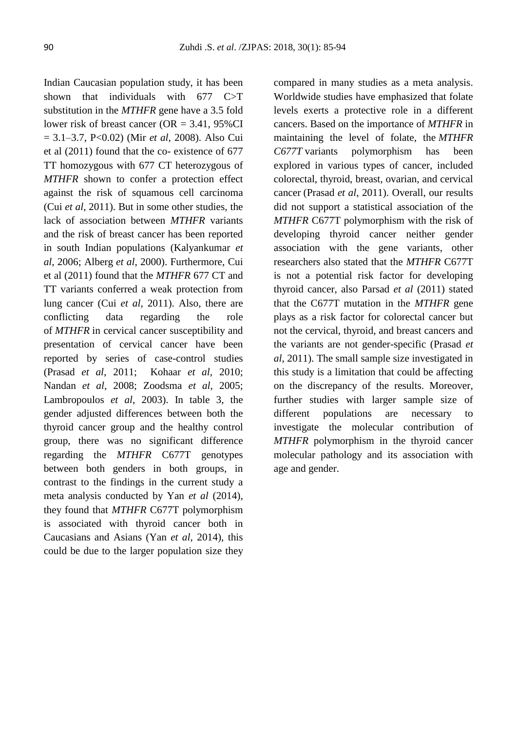Indian Caucasian population study, it has been shown that individuals with 677 C>T substitution in the *MTHFR* gene have a 3.5 fold lower risk of breast cancer (OR = 3.41, 95%CI = 3.1–3.7, P<0.02) (Mir *et al*, 2008). Also Cui et al (2011) found that the co- existence of 677 TT homozygous with 677 CT heterozygous of *MTHFR* shown to confer a protection effect against the risk of squamous cell carcinoma (Cui *et al*, 2011). But in some other studies, the lack of association between *MTHFR* variants and the risk of breast cancer has been reported in south Indian populations (Kalyankumar *et al*, 2006; Alberg *et al*, 2000). Furthermore, Cui et al (2011) found that the *MTHFR* 677 CT and TT variants conferred a weak protection from lung cancer (Cui *et al*, 2011). Also, there are conflicting data regarding the role of *MTHFR* in cervical cancer susceptibility and presentation of cervical cancer have been reported by series of case-control studies (Prasad *et al*, 2011; Kohaar *et al*, 2010; Nandan *et al*, 2008; Zoodsma *et al*, 2005; Lambropoulos *et al*, 2003). In table 3, the gender adjusted differences between both the thyroid cancer group and the healthy control group, there was no significant difference regarding the *MTHFR* C677T genotypes between both genders in both groups, in contrast to the findings in the current study a meta analysis conducted by Yan *et al* (2014), they found that *MTHFR* C677T polymorphism is associated with thyroid cancer both in Caucasians and Asians (Yan *et al*, 2014), this could be due to the larger population size they compared in many studies as a meta analysis. Worldwide studies have emphasized that folate levels exerts a protective role in a different cancers. Based on the importance of *MTHFR* in maintaining the level of folate, the *MTHFR C677T* variants polymorphism has been explored in various types of cancer, included colorectal, thyroid, breast, ovarian, and cervical cancer (Prasad *et al*, 2011). Overall, our results did not support a statistical association of the *MTHFR* C677T polymorphism with the risk of developing thyroid cancer neither gender association with the gene variants, other researchers also stated that the *MTHFR* C677T is not a potential risk factor for developing thyroid cancer, also Parsad *et al* (2011) stated that the C677T mutation in the *MTHFR* gene plays as a risk factor for colorectal cancer but not the cervical, thyroid, and breast cancers and the variants are not gender-specific (Prasad *et al*, 2011). The small sample size investigated in this study is a limitation that could be affecting on the discrepancy of the results. Moreover, further studies with larger sample size of different populations are necessary to investigate the molecular contribution of *MTHFR* polymorphism in the thyroid cancer molecular pathology and its association with age and gender.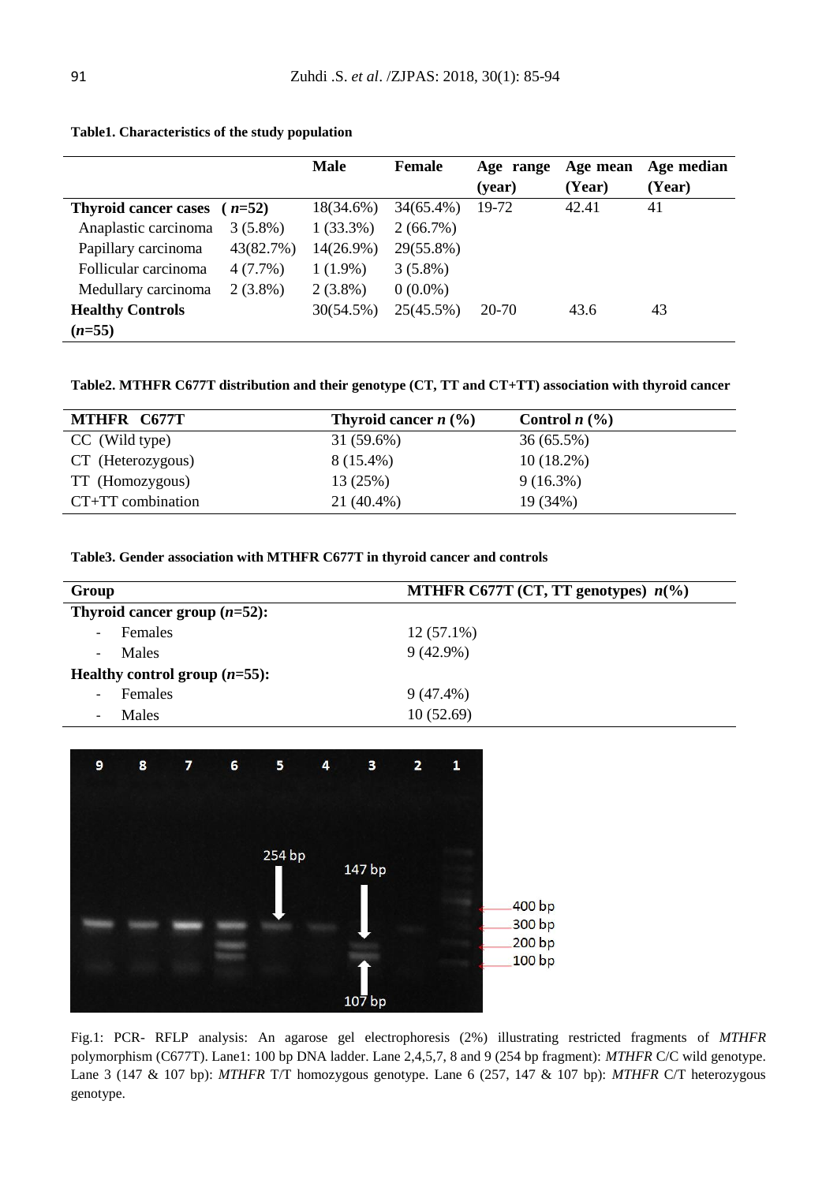**Table1. Characteristics of the study population**

| | | Male | Female | Age range (year) | Age mean (Year) | Age median (Year) |
|---|---|---|---|---|---|---|
| **Thyroid cancer cases** | **(*n*=52)** | 18(34.6%) | 34(65.4%) | 19-72 | 42.41 | 41 |
| Anaplastic carcinoma | 3 (5.8%) | 1 (33.3%) | 2 (66.7%) | | | |
| Papillary carcinoma | 43(82.7%) | 14(26.9%) | 29(55.8%) | | | |
| Follicular carcinoma | 4 (7.7%) | 1 (1.9%) | 3 (5.8%) | | | |
| Medullary carcinoma | 2 (3.8%) | 2 (3.8%) | 0 (0.0%) | | | |
| **Healthy Controls (*n*=55)** | | 30(54.5%) | 25(45.5%) | 20-70 | 43.6 | 43 |

**Table2. MTHFR C677T distribution and their genotype (CT, TT and CT+TT) association with thyroid cancer**

| MTHFR C677T | Thyroid cancer *n* (%) | Control *n* (%) |
|---|---|---|
| CC (Wild type) | 31 (59.6%) | 36 (65.5%) |
| CT (Heterozygous) | 8 (15.4%) | 10 (18.2%) |
| TT (Homozygous) | 13 (25%) | 9 (16.3%) |
| CT+TT combination | 21 (40.4%) | 19 (34%) |

**Table3. Gender association with MTHFR C677T in thyroid cancer and controls**

| Group | MTHFR C677T (CT, TT genotypes) *n*(%) |
|---|---|
| **Thyroid cancer group (*n*=52):** | |
| - Females | 12 (57.1%) |
| - Males | 9 (42.9%) |
| **Healthy control group (*n*=55):** | |
| - Females | 9 (47.4%) |
| - Males | 10 (52.69) |

Fig.1: PCR- RFLP analysis: An agarose gel electrophoresis (2%) illustrating restricted fragments of *MTHFR* polymorphism (C677T). Lane1: 100 bp DNA ladder. Lane 2,4,5,7, 8 and 9 (254 bp fragment): *MTHFR* C/C wild genotype. Lane 3 (147 & 107 bp): *MTHFR* T/T homozygous genotype. Lane 6 (257, 147 & 107 bp): *MTHFR* C/T heterozygous genotype.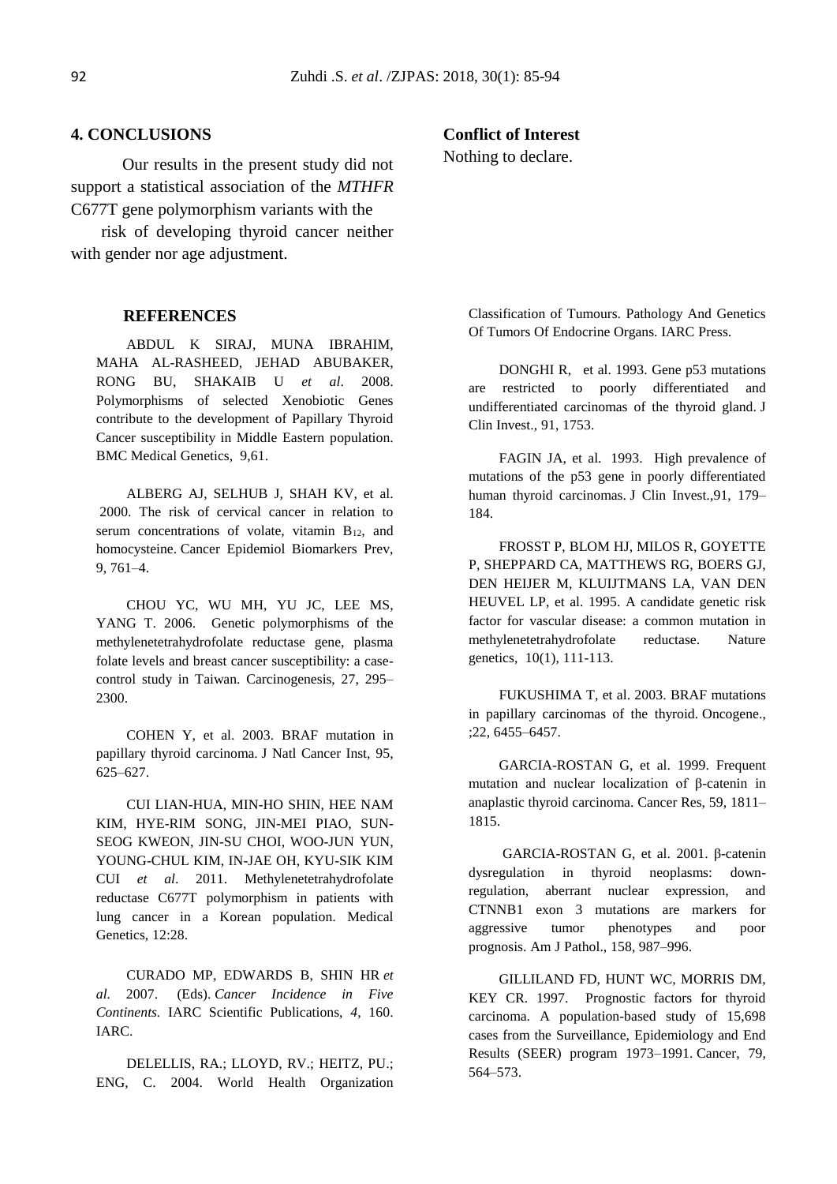## 4. CONCLUSIONS

Our results in the present study did not support a statistical association of the *MTHFR* C677T gene polymorphism variants with the risk of developing thyroid cancer neither with gender nor age adjustment.

**Conflict of Interest**

Nothing to declare.

## REFERENCES

ABDUL K SIRAJ, MUNA IBRAHIM, MAHA AL-RASHEED, JEHAD ABUBAKER, RONG BU, SHAKAIB U *et al*. 2008. Polymorphisms of selected Xenobiotic Genes contribute to the development of Papillary Thyroid Cancer susceptibility in Middle Eastern population. BMC Medical Genetics, 9,61.

ALBERG AJ, SELHUB J, SHAH KV, et al. 2000. The risk of cervical cancer in relation to serum concentrations of volate, vitamin $B_{12}$, and homocysteine. Cancer Epidemiol Biomarkers Prev, 9, 761–4.

CHOU YC, WU MH, YU JC, LEE MS, YANG T. 2006. Genetic polymorphisms of the methylenetetrahydrofolate reductase gene, plasma folate levels and breast cancer susceptibility: a case-control study in Taiwan. Carcinogenesis, 27, 295–2300.

COHEN Y, et al. 2003. BRAF mutation in papillary thyroid carcinoma. J Natl Cancer Inst, 95, 625–627.

CUI LIAN-HUA, MIN-HO SHIN, HEE NAM KIM, HYE-RIM SONG, JIN-MEI PIAO, SUN-SEOG KWEON, JIN-SU CHOI, WOO-JUN YUN, YOUNG-CHUL KIM, IN-JAE OH, KYU-SIK KIM CUI *et al*. 2011. Methylenetetrahydrofolate reductase C677T polymorphism in patients with lung cancer in a Korean population. Medical Genetics, 12:28.

CURADO MP, EDWARDS B, SHIN HR *et al.* 2007. (Eds). *Cancer Incidence in Five Continents.* IARC Scientific Publications, *4*, 160. IARC.

DELELLIS, RA.; LLOYD, RV.; HEITZ, PU.; ENG, C. 2004. World Health Organization Classification of Tumours. Pathology And Genetics Of Tumors Of Endocrine Organs. IARC Press.

DONGHI R, et al. 1993. Gene p53 mutations are restricted to poorly differentiated and undifferentiated carcinomas of the thyroid gland. J Clin Invest., 91, 1753.

FAGIN JA, et al. 1993. High prevalence of mutations of the p53 gene in poorly differentiated human thyroid carcinomas. J Clin Invest.,91, 179–184.

FROSST P, BLOM HJ, MILOS R, GOYETTE P, SHEPPARD CA, MATTHEWS RG, BOERS GJ, DEN HEIJER M, KLUIJTMANS LA, VAN DEN HEUVEL LP, et al. 1995. A candidate genetic risk factor for vascular disease: a common mutation in methylenetetrahydrofolate reductase. Nature genetics, 10(1), 111-113.

FUKUSHIMA T, et al. 2003. BRAF mutations in papillary carcinomas of the thyroid. Oncogene., ;22, 6455–6457.

GARCIA-ROSTAN G, et al. 1999. Frequent mutation and nuclear localization of β-catenin in anaplastic thyroid carcinoma. Cancer Res, 59, 1811–1815.

GARCIA-ROSTAN G, et al. 2001. β-catenin dysregulation in thyroid neoplasms: down-regulation, aberrant nuclear expression, and CTNNB1 exon 3 mutations are markers for aggressive tumor phenotypes and poor prognosis. Am J Pathol., 158, 987–996.

GILLILAND FD, HUNT WC, MORRIS DM, KEY CR. 1997. Prognostic factors for thyroid carcinoma. A population-based study of 15,698 cases from the Surveillance, Epidemiology and End Results (SEER) program 1973–1991. Cancer, 79, 564–573.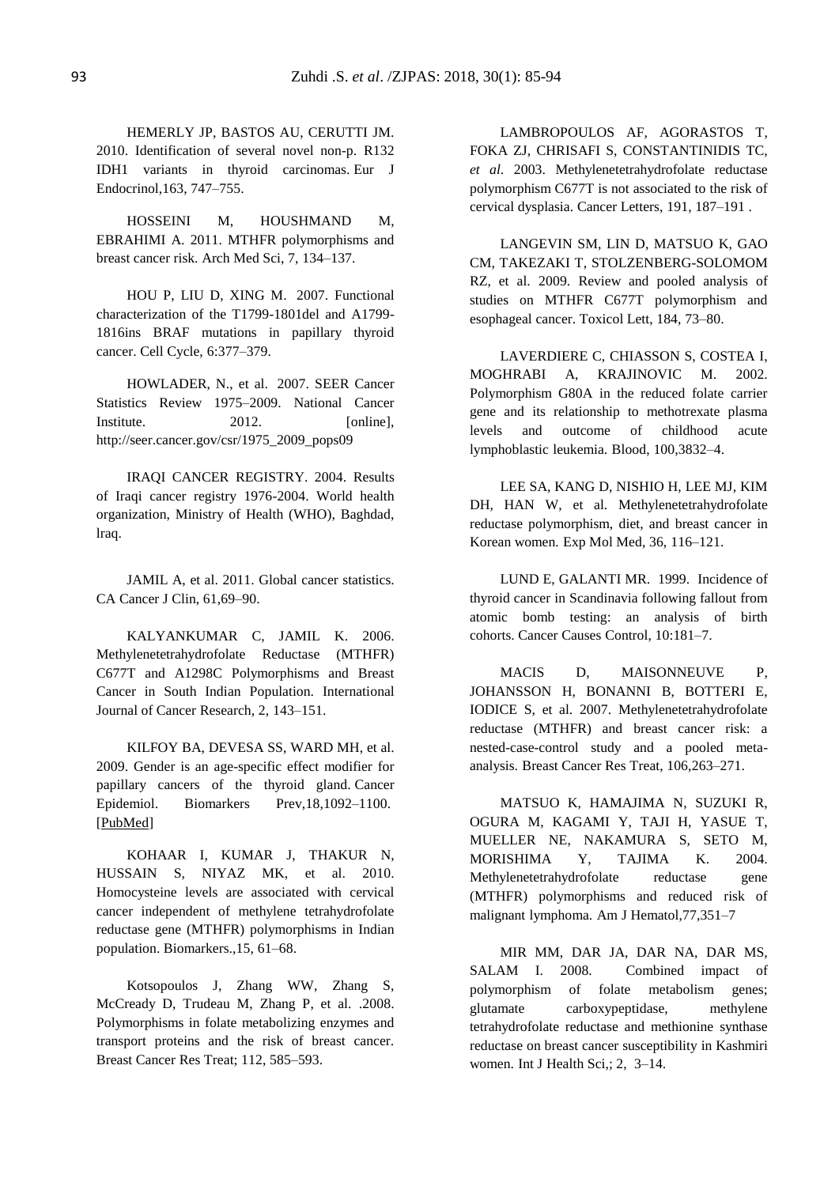HEMERLY JP, BASTOS AU, CERUTTI JM. 2010. Identification of several novel non-p. R132 IDH1 variants in thyroid carcinomas. Eur J Endocrinol,163, 747–755.

HOSSEINI M, HOUSHMAND M, EBRAHIMI A. 2011. MTHFR polymorphisms and breast cancer risk. Arch Med Sci, 7, 134–137.

HOU P, LIU D, XING M. 2007. Functional characterization of the T1799-1801del and A1799-1816ins BRAF mutations in papillary thyroid cancer. Cell Cycle, 6:377–379.

HOWLADER, N., et al. 2007. SEER Cancer Statistics Review 1975–2009. National Cancer Institute. 2012. [online], http://seer.cancer.gov/csr/1975_2009_pops09

IRAQI CANCER REGISTRY. 2004. Results of Iraqi cancer registry 1976-2004. World health organization, Ministry of Health (WHO), Baghdad, lraq.

JAMIL A, et al. 2011. Global cancer statistics. CA Cancer J Clin, 61,69–90.

KALYANKUMAR C, JAMIL K. 2006. Methylenetetrahydrofolate Reductase (MTHFR) C677T and A1298C Polymorphisms and Breast Cancer in South Indian Population. International Journal of Cancer Research, 2, 143–151.

KILFOY BA, DEVESA SS, WARD MH, et al. 2009. Gender is an age-specific effect modifier for papillary cancers of the thyroid gland. Cancer Epidemiol. Biomarkers Prev,18,1092–1100. [PubMed]

KOHAAR I, KUMAR J, THAKUR N, HUSSAIN S, NIYAZ MK, et al. 2010. Homocysteine levels are associated with cervical cancer independent of methylene tetrahydrofolate reductase gene (MTHFR) polymorphisms in Indian population. Biomarkers.,15, 61–68.

Kotsopoulos J, Zhang WW, Zhang S, McCready D, Trudeau M, Zhang P, et al. .2008. Polymorphisms in folate metabolizing enzymes and transport proteins and the risk of breast cancer. Breast Cancer Res Treat; 112, 585–593.

LAMBROPOULOS AF, AGORASTOS T, FOKA ZJ, CHRISAFI S, CONSTANTINIDIS TC, *et al.* 2003. Methylenetetrahydrofolate reductase polymorphism C677T is not associated to the risk of cervical dysplasia. Cancer Letters, 191, 187–191 .

LANGEVIN SM, LIN D, MATSUO K, GAO CM, TAKEZAKI T, STOLZENBERG-SOLOMOM RZ, et al. 2009. Review and pooled analysis of studies on MTHFR C677T polymorphism and esophageal cancer. Toxicol Lett, 184, 73–80.

LAVERDIERE C, CHIASSON S, COSTEA I, MOGHRABI A, KRAJINOVIC M. 2002. Polymorphism G80A in the reduced folate carrier gene and its relationship to methotrexate plasma levels and outcome of childhood acute lymphoblastic leukemia. Blood, 100,3832–4.

LEE SA, KANG D, NISHIO H, LEE MJ, KIM DH, HAN W, et al. Methylenetetrahydrofolate reductase polymorphism, diet, and breast cancer in Korean women. Exp Mol Med, 36, 116–121.

LUND E, GALANTI MR. 1999. Incidence of thyroid cancer in Scandinavia following fallout from atomic bomb testing: an analysis of birth cohorts. Cancer Causes Control, 10:181–7.

MACIS D, MAISONNEUVE P, JOHANSSON H, BONANNI B, BOTTERI E, IODICE S, et al. 2007. Methylenetetrahydrofolate reductase (MTHFR) and breast cancer risk: a nested-case-control study and a pooled meta-analysis. Breast Cancer Res Treat, 106,263–271.

MATSUO K, HAMAJIMA N, SUZUKI R, OGURA M, KAGAMI Y, TAJI H, YASUE T, MUELLER NE, NAKAMURA S, SETO M, MORISHIMA Y, TAJIMA K. 2004. Methylenetetrahydrofolate reductase gene (MTHFR) polymorphisms and reduced risk of malignant lymphoma. Am J Hematol,77,351–7

MIR MM, DAR JA, DAR NA, DAR MS, SALAM I. 2008. Combined impact of polymorphism of folate metabolism genes; glutamate carboxypeptidase, methylene tetrahydrofolate reductase and methionine synthase reductase on breast cancer susceptibility in Kashmiri women. Int J Health Sci,; 2, 3–14.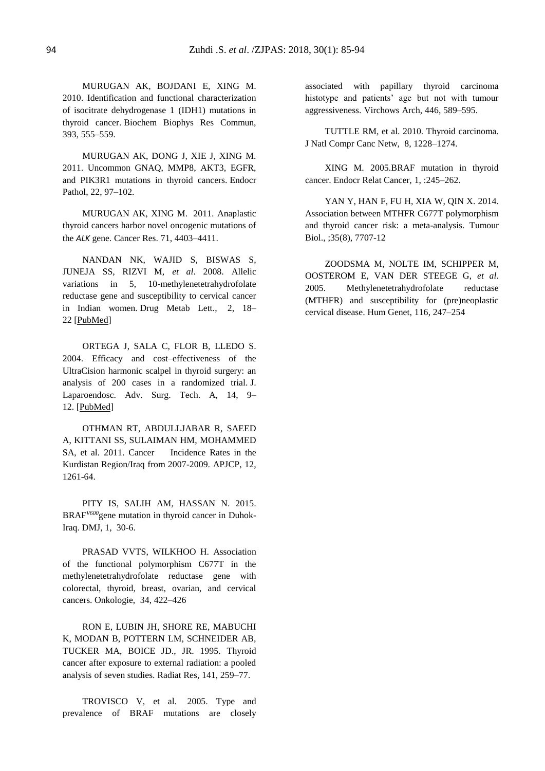MURUGAN AK, BOJDANI E, XING M. 2010. Identification and functional characterization of isocitrate dehydrogenase 1 (IDH1) mutations in thyroid cancer. Biochem Biophys Res Commun, 393, 555–559.

MURUGAN AK, DONG J, XIE J, XING M. 2011. Uncommon GNAQ, MMP8, AKT3, EGFR, and PIK3R1 mutations in thyroid cancers. Endocr Pathol, 22, 97–102.

MURUGAN AK, XING M. 2011. Anaplastic thyroid cancers harbor novel oncogenic mutations of the *ALK* gene. Cancer Res. 71, 4403–4411.

NANDAN NK, WAJID S, BISWAS S, JUNEJA SS, RIZVI M, *et al*. 2008. Allelic variations in 5, 10-methylenetetrahydrofolate reductase gene and susceptibility to cervical cancer in Indian women. Drug Metab Lett., 2, 18–22 [PubMed]

ORTEGA J, SALA C, FLOR B, LLEDO S. 2004. Efficacy and cost–effectiveness of the UltraCision harmonic scalpel in thyroid surgery: an analysis of 200 cases in a randomized trial. J. Laparoendosc. Adv. Surg. Tech. A, 14, 9–12. [PubMed]

OTHMAN RT, ABDULLJABAR R, SAEED A, KITTANI SS, SULAIMAN HM, MOHAMMED SA, et al. 2011. Cancer Incidence Rates in the Kurdistan Region/Iraq from 2007-2009. APJCP, 12, 1261-64.

PITY IS, SALIH AM, HASSAN N. 2015. BRAF$^{V600}$gene mutation in thyroid cancer in Duhok-Iraq. DMJ, 1, 30-6.

PRASAD VVTS, WILKHOO H. Association of the functional polymorphism C677T in the methylenetetrahydrofolate reductase gene with colorectal, thyroid, breast, ovarian, and cervical cancers. Onkologie, 34, 422–426

RON E, LUBIN JH, SHORE RE, MABUCHI K, MODAN B, POTTERN LM, SCHNEIDER AB, TUCKER MA, BOICE JD., JR. 1995. Thyroid cancer after exposure to external radiation: a pooled analysis of seven studies. Radiat Res, 141, 259–77.

TROVISCO V, et al. 2005. Type and prevalence of BRAF mutations are closely associated with papillary thyroid carcinoma histotype and patients' age but not with tumour aggressiveness. Virchows Arch, 446, 589–595.

TUTTLE RM, et al. 2010. Thyroid carcinoma. J Natl Compr Canc Netw, 8, 1228–1274.

XING M. 2005.BRAF mutation in thyroid cancer. Endocr Relat Cancer, 1, :245–262.

YAN Y, HAN F, FU H, XIA W, QIN X. 2014. Association between MTHFR C677T polymorphism and thyroid cancer risk: a meta-analysis. Tumour Biol., ;35(8), 7707-12

ZOODSMA M, NOLTE IM, SCHIPPER M, OOSTEROM E, VAN DER STEEGE G, *et al*. 2005. Methylenetetrahydrofolate reductase (MTHFR) and susceptibility for (pre)neoplastic cervical disease. Hum Genet, 116, 247–254